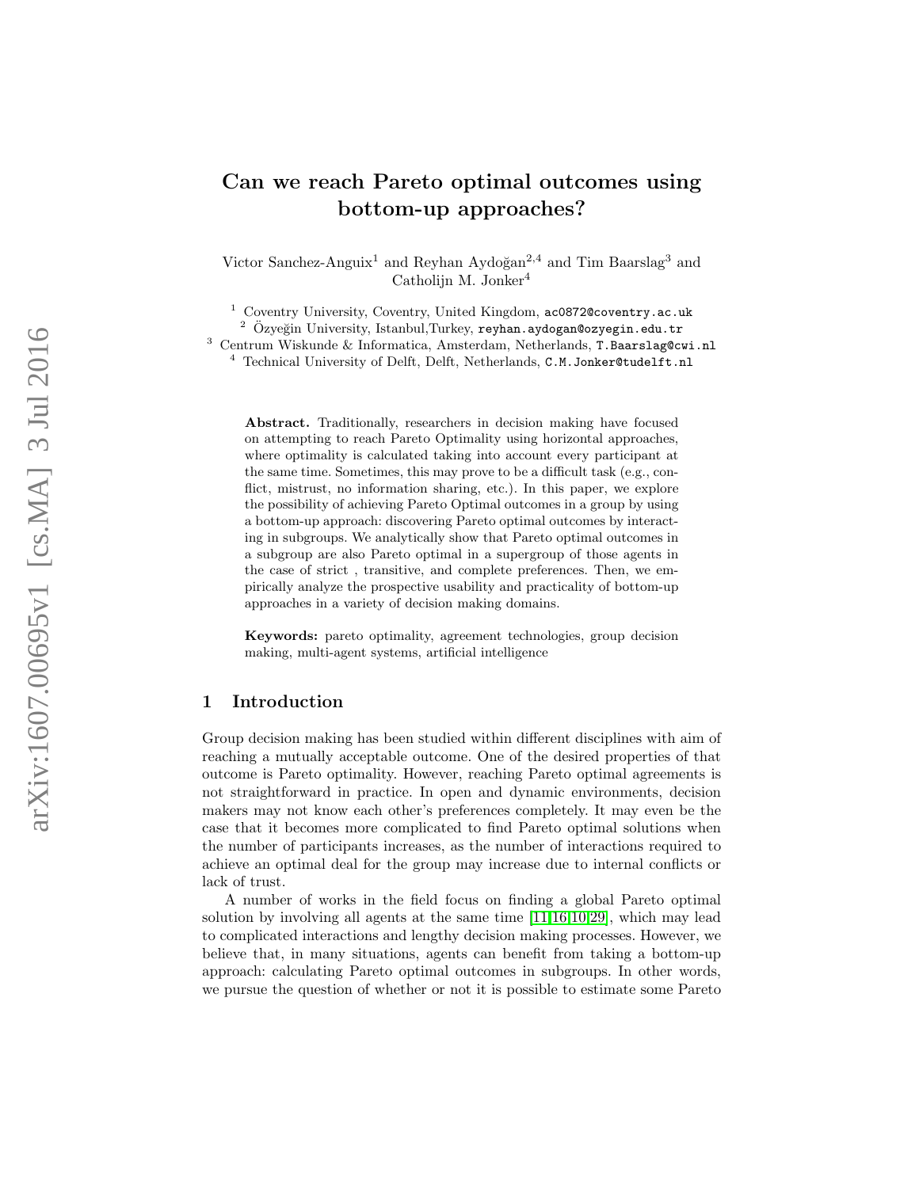# Can we reach Pareto optimal outcomes using bottom-up approaches?

Victor Sanchez-Anguix[1] and Reyhan Aydoğan[2,4] and Tim Baarslag[3] and Catholijn M. Jonker[4]

[1] Coventry University, Coventry, United Kingdom, ac0872@coventry.ac.uk
[2] Özyeğin University, Istanbul,Turkey, reyhan.aydogan@ozyegin.edu.tr
[3] Centrum Wiskunde & Informatica, Amsterdam, Netherlands, T.Baarslag@cwi.nl
[4] Technical University of Delft, Delft, Netherlands, C.M.Jonker@tudelft.nl

**Abstract.** Traditionally, researchers in decision making have focused on attempting to reach Pareto Optimality using horizontal approaches, where optimality is calculated taking into account every participant at the same time. Sometimes, this may prove to be a difficult task (e.g., conflict, mistrust, no information sharing, etc.). In this paper, we explore the possibility of achieving Pareto Optimal outcomes in a group by using a bottom-up approach: discovering Pareto optimal outcomes by interacting in subgroups. We analytically show that Pareto optimal outcomes in a subgroup are also Pareto optimal in a supergroup of those agents in the case of strict , transitive, and complete preferences. Then, we empirically analyze the prospective usability and practicality of bottom-up approaches in a variety of decision making domains.

**Keywords:** pareto optimality, agreement technologies, group decision making, multi-agent systems, artificial intelligence

## 1 Introduction

Group decision making has been studied within different disciplines with aim of reaching a mutually acceptable outcome. One of the desired properties of that outcome is Pareto optimality. However, reaching Pareto optimal agreements is not straightforward in practice. In open and dynamic environments, decision makers may not know each other's preferences completely. It may even be the case that it becomes more complicated to find Pareto optimal solutions when the number of participants increases, as the number of interactions required to achieve an optimal deal for the group may increase due to internal conflicts or lack of trust.

A number of works in the field focus on finding a global Pareto optimal solution by involving all agents at the same time [11,16,10,29], which may lead to complicated interactions and lengthy decision making processes. However, we believe that, in many situations, agents can benefit from taking a bottom-up approach: calculating Pareto optimal outcomes in subgroups. In other words, we pursue the question of whether or not it is possible to estimate some Pareto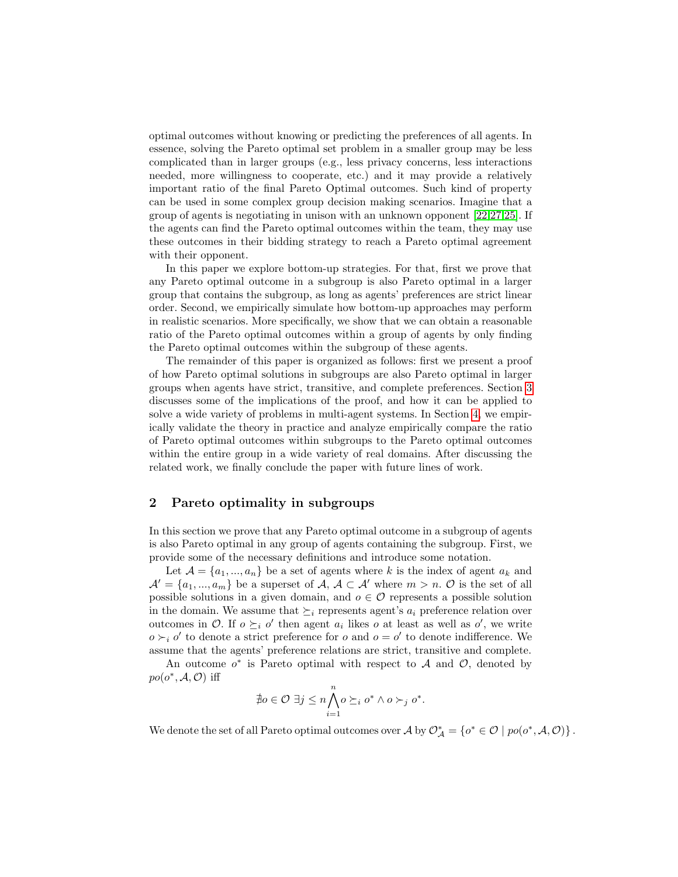optimal outcomes without knowing or predicting the preferences of all agents. In essence, solving the Pareto optimal set problem in a smaller group may be less complicated than in larger groups (e.g., less privacy concerns, less interactions needed, more willingness to cooperate, etc.) and it may provide a relatively important ratio of the final Pareto Optimal outcomes. Such kind of property can be used in some complex group decision making scenarios. Imagine that a group of agents is negotiating in unison with an unknown opponent [22,27,25]. If the agents can find the Pareto optimal outcomes within the team, they may use these outcomes in their bidding strategy to reach a Pareto optimal agreement with their opponent.

In this paper we explore bottom-up strategies. For that, first we prove that any Pareto optimal outcome in a subgroup is also Pareto optimal in a larger group that contains the subgroup, as long as agents' preferences are strict linear order. Second, we empirically simulate how bottom-up approaches may perform in realistic scenarios. More specifically, we show that we can obtain a reasonable ratio of the Pareto optimal outcomes within a group of agents by only finding the Pareto optimal outcomes within the subgroup of these agents.

The remainder of this paper is organized as follows: first we present a proof of how Pareto optimal solutions in subgroups are also Pareto optimal in larger groups when agents have strict, transitive, and complete preferences. Section 3 discusses some of the implications of the proof, and how it can be applied to solve a wide variety of problems in multi-agent systems. In Section 4, we empirically validate the theory in practice and analyze empirically compare the ratio of Pareto optimal outcomes within subgroups to the Pareto optimal outcomes within the entire group in a wide variety of real domains. After discussing the related work, we finally conclude the paper with future lines of work.

## 2 Pareto optimality in subgroups

In this section we prove that any Pareto optimal outcome in a subgroup of agents is also Pareto optimal in any group of agents containing the subgroup. First, we provide some of the necessary definitions and introduce some notation.

Let $\mathcal{A} = \{a_1, ..., a_n\}$ be a set of agents where $k$ is the index of agent $a_k$ and $\mathcal{A}' = \{a_1, ..., a_m\}$ be a superset of $\mathcal{A}$, $\mathcal{A} \subset \mathcal{A}'$ where $m > n$. $\mathcal{O}$ is the set of all possible solutions in a given domain, and $o \in \mathcal{O}$ represents a possible solution in the domain. We assume that $\succeq_i$ represents agent's $a_i$ preference relation over outcomes in $\mathcal{O}$. If $o \succeq_i o'$ then agent $a_i$ likes $o$ at least as well as $o'$, we write $o \succ_i o'$ to denote a strict preference for $o$ and $o = o'$ to denote indifference. We assume that the agents' preference relations are strict, transitive and complete.

An outcome $o^*$ is Pareto optimal with respect to $\mathcal{A}$ and $\mathcal{O}$, denoted by $po(o^*, \mathcal{A}, \mathcal{O})$ iff

$$\nexists o \in \mathcal{O} \ \exists j \leq n \bigwedge_{i=1}^{n} o \succeq_i o^* \wedge o \succ_j o^*.$$

We denote the set of all Pareto optimal outcomes over $\mathcal{A}$ by $\mathcal{O}^*_{\mathcal{A}} = \{o^* \in \mathcal{O} \mid po(o^*, \mathcal{A}, \mathcal{O})\}$.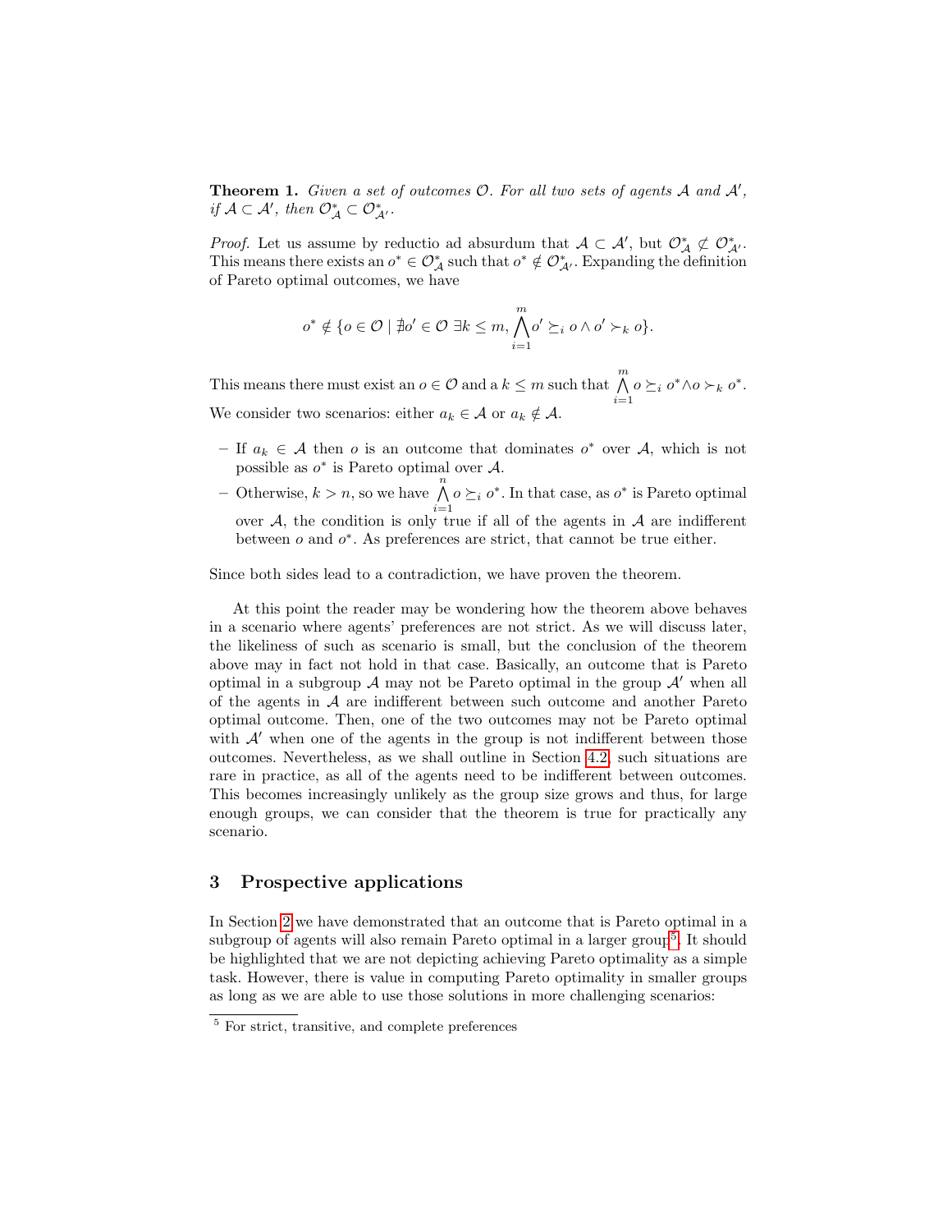**Theorem 1.** *Given a set of outcomes $\mathcal{O}$. For all two sets of agents $\mathcal{A}$ and $\mathcal{A}'$, if $\mathcal{A} \subset \mathcal{A}'$, then $\mathcal{O}^*_{\mathcal{A}} \subset \mathcal{O}^*_{\mathcal{A}'}$.*

*Proof.* Let us assume by reductio ad absurdum that $\mathcal{A} \subset \mathcal{A}'$, but $\mathcal{O}^*_{\mathcal{A}} \not\subset \mathcal{O}^*_{\mathcal{A}'}$. This means there exists an $o^* \in \mathcal{O}^*_{\mathcal{A}}$ such that $o^* \notin \mathcal{O}^*_{\mathcal{A}'}$. Expanding the definition of Pareto optimal outcomes, we have

$$o^* \notin \{o \in \mathcal{O} \mid \nexists o' \in \mathcal{O} \; \exists k \leq m, \bigwedge_{i=1}^{m} o' \succeq_i o \wedge o' \succ_k o\}.$$

This means there must exist an $o \in \mathcal{O}$ and a $k \leq m$ such that $\bigwedge_{i=1}^{m} o \succeq_i o^* \wedge o \succ_k o^*$. We consider two scenarios: either $a_k \in \mathcal{A}$ or $a_k \notin \mathcal{A}$.

- If $a_k \in \mathcal{A}$ then $o$ is an outcome that dominates $o^*$ over $\mathcal{A}$, which is not possible as $o^*$ is Pareto optimal over $\mathcal{A}$.
- Otherwise, $k > n$, so we have $\bigwedge_{i=1}^{n} o \succeq_i o^*$. In that case, as $o^*$ is Pareto optimal over $\mathcal{A}$, the condition is only true if all of the agents in $\mathcal{A}$ are indifferent between $o$ and $o^*$. As preferences are strict, that cannot be true either.

Since both sides lead to a contradiction, we have proven the theorem.

At this point the reader may be wondering how the theorem above behaves in a scenario where agents' preferences are not strict. As we will discuss later, the likeliness of such as scenario is small, but the conclusion of the theorem above may in fact not hold in that case. Basically, an outcome that is Pareto optimal in a subgroup $\mathcal{A}$ may not be Pareto optimal in the group $\mathcal{A}'$ when all of the agents in $\mathcal{A}$ are indifferent between such outcome and another Pareto optimal outcome. Then, one of the two outcomes may not be Pareto optimal with $\mathcal{A}'$ when one of the agents in the group is not indifferent between those outcomes. Nevertheless, as we shall outline in Section 4.2, such situations are rare in practice, as all of the agents need to be indifferent between outcomes. This becomes increasingly unlikely as the group size grows and thus, for large enough groups, we can consider that the theorem is true for practically any scenario.

## 3 Prospective applications

In Section 2 we have demonstrated that an outcome that is Pareto optimal in a subgroup of agents will also remain Pareto optimal in a larger group[5]. It should be highlighted that we are not depicting achieving Pareto optimality as a simple task. However, there is value in computing Pareto optimality in smaller groups as long as we are able to use those solutions in more challenging scenarios:

[5] For strict, transitive, and complete preferences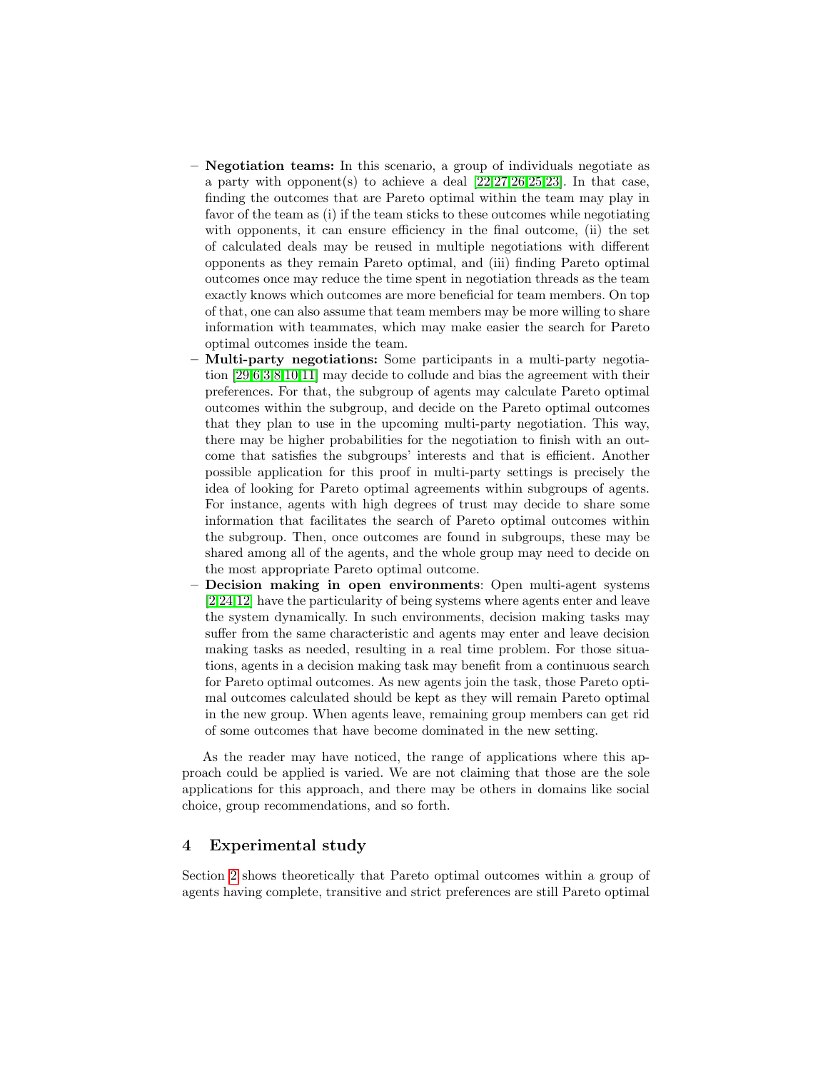- **Negotiation teams:** In this scenario, a group of individuals negotiate as a party with opponent(s) to achieve a deal [22,27,26,25,23]. In that case, finding the outcomes that are Pareto optimal within the team may play in favor of the team as (i) if the team sticks to these outcomes while negotiating with opponents, it can ensure efficiency in the final outcome, (ii) the set of calculated deals may be reused in multiple negotiations with different opponents as they remain Pareto optimal, and (iii) finding Pareto optimal outcomes once may reduce the time spent in negotiation threads as the team exactly knows which outcomes are more beneficial for team members. On top of that, one can also assume that team members may be more willing to share information with teammates, which may make easier the search for Pareto optimal outcomes inside the team.
- **Multi-party negotiations:** Some participants in a multi-party negotiation [29,6,3,8,10,11] may decide to collude and bias the agreement with their preferences. For that, the subgroup of agents may calculate Pareto optimal outcomes within the subgroup, and decide on the Pareto optimal outcomes that they plan to use in the upcoming multi-party negotiation. This way, there may be higher probabilities for the negotiation to finish with an outcome that satisfies the subgroups' interests and that is efficient. Another possible application for this proof in multi-party settings is precisely the idea of looking for Pareto optimal agreements within subgroups of agents. For instance, agents with high degrees of trust may decide to share some information that facilitates the search of Pareto optimal outcomes within the subgroup. Then, once outcomes are found in subgroups, these may be shared among all of the agents, and the whole group may need to decide on the most appropriate Pareto optimal outcome.
- **Decision making in open environments**: Open multi-agent systems [2,24,12] have the particularity of being systems where agents enter and leave the system dynamically. In such environments, decision making tasks may suffer from the same characteristic and agents may enter and leave decision making tasks as needed, resulting in a real time problem. For those situations, agents in a decision making task may benefit from a continuous search for Pareto optimal outcomes. As new agents join the task, those Pareto optimal outcomes calculated should be kept as they will remain Pareto optimal in the new group. When agents leave, remaining group members can get rid of some outcomes that have become dominated in the new setting.

As the reader may have noticed, the range of applications where this approach could be applied is varied. We are not claiming that those are the sole applications for this approach, and there may be others in domains like social choice, group recommendations, and so forth.

## 4 Experimental study

Section 2 shows theoretically that Pareto optimal outcomes within a group of agents having complete, transitive and strict preferences are still Pareto optimal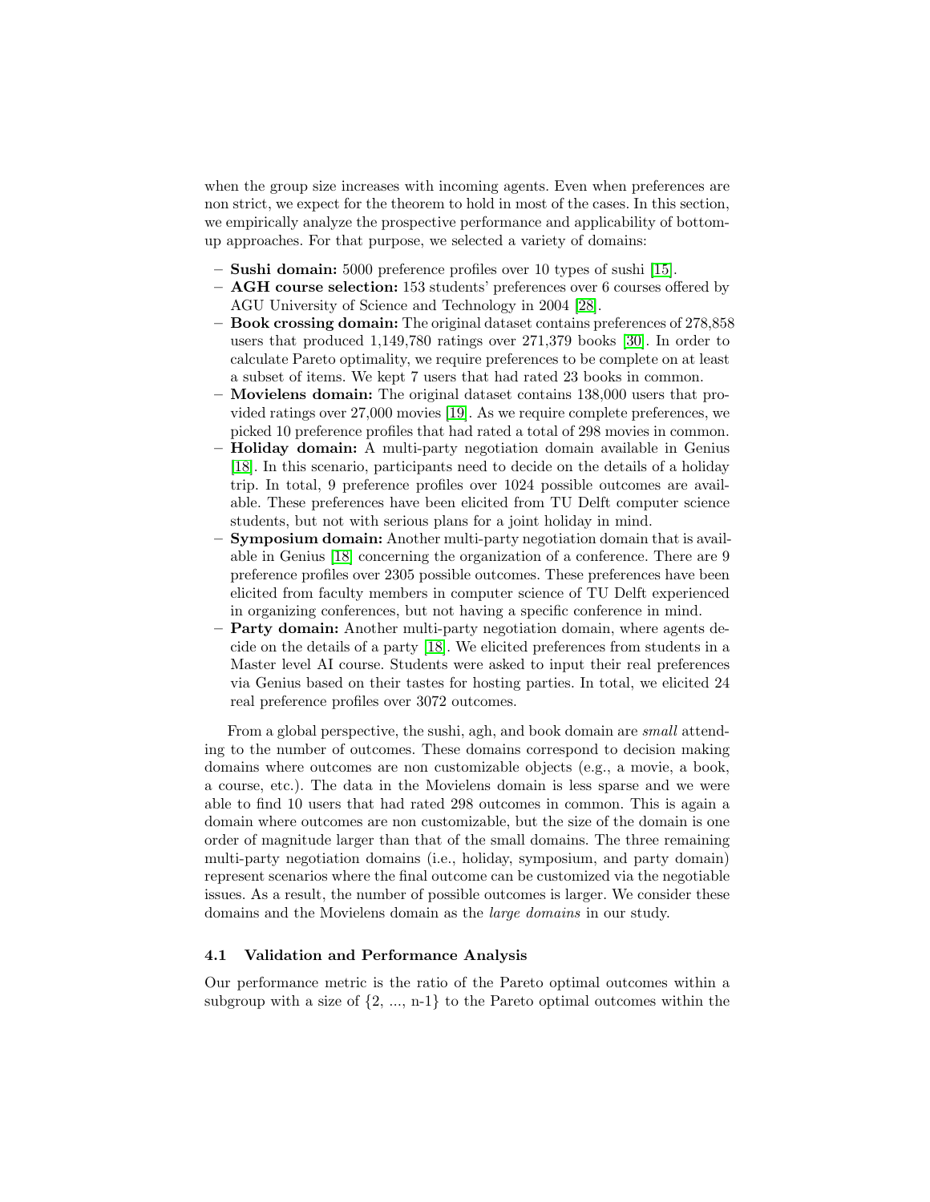when the group size increases with incoming agents. Even when preferences are non strict, we expect for the theorem to hold in most of the cases. In this section, we empirically analyze the prospective performance and applicability of bottom-up approaches. For that purpose, we selected a variety of domains:

- **Sushi domain:** 5000 preference profiles over 10 types of sushi [15].
- **AGH course selection:** 153 students' preferences over 6 courses offered by AGU University of Science and Technology in 2004 [28].
- **Book crossing domain:** The original dataset contains preferences of 278,858 users that produced 1,149,780 ratings over 271,379 books [30]. In order to calculate Pareto optimality, we require preferences to be complete on at least a subset of items. We kept 7 users that had rated 23 books in common.
- **Movielens domain:** The original dataset contains 138,000 users that provided ratings over 27,000 movies [19]. As we require complete preferences, we picked 10 preference profiles that had rated a total of 298 movies in common.
- **Holiday domain:** A multi-party negotiation domain available in Genius [18]. In this scenario, participants need to decide on the details of a holiday trip. In total, 9 preference profiles over 1024 possible outcomes are available. These preferences have been elicited from TU Delft computer science students, but not with serious plans for a joint holiday in mind.
- **Symposium domain:** Another multi-party negotiation domain that is available in Genius [18] concerning the organization of a conference. There are 9 preference profiles over 2305 possible outcomes. These preferences have been elicited from faculty members in computer science of TU Delft experienced in organizing conferences, but not having a specific conference in mind.
- **Party domain:** Another multi-party negotiation domain, where agents decide on the details of a party [18]. We elicited preferences from students in a Master level AI course. Students were asked to input their real preferences via Genius based on their tastes for hosting parties. In total, we elicited 24 real preference profiles over 3072 outcomes.

From a global perspective, the sushi, agh, and book domain are *small* attending to the number of outcomes. These domains correspond to decision making domains where outcomes are non customizable objects (e.g., a movie, a book, a course, etc.). The data in the Movielens domain is less sparse and we were able to find 10 users that had rated 298 outcomes in common. This is again a domain where outcomes are non customizable, but the size of the domain is one order of magnitude larger than that of the small domains. The three remaining multi-party negotiation domains (i.e., holiday, symposium, and party domain) represent scenarios where the final outcome can be customized via the negotiable issues. As a result, the number of possible outcomes is larger. We consider these domains and the Movielens domain as the *large domains* in our study.

### 4.1 Validation and Performance Analysis

Our performance metric is the ratio of the Pareto optimal outcomes within a subgroup with a size of {2, ..., n-1} to the Pareto optimal outcomes within the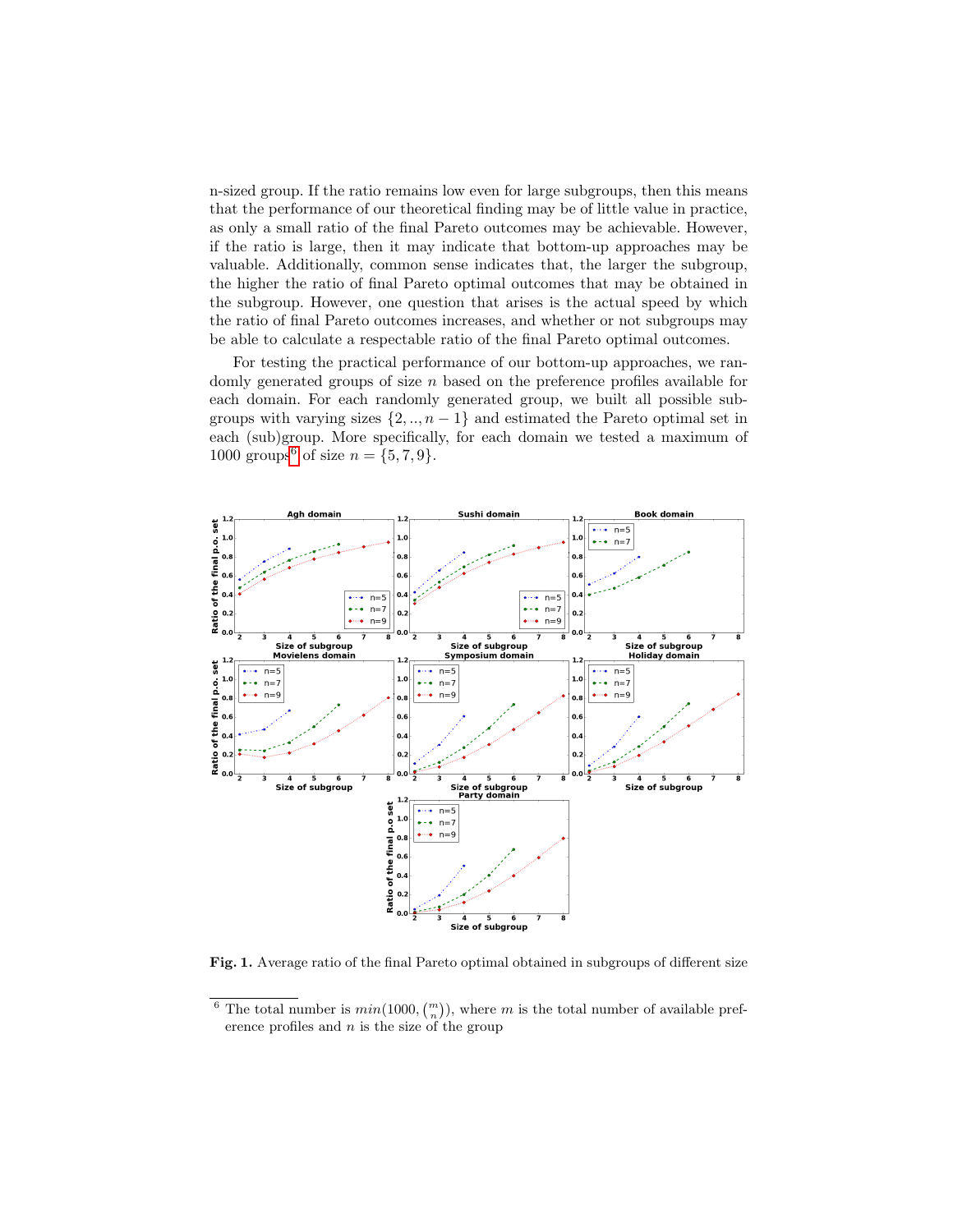n-sized group. If the ratio remains low even for large subgroups, then this means that the performance of our theoretical finding may be of little value in practice, as only a small ratio of the final Pareto outcomes may be achievable. However, if the ratio is large, then it may indicate that bottom-up approaches may be valuable. Additionally, common sense indicates that, the larger the subgroup, the higher the ratio of final Pareto optimal outcomes that may be obtained in the subgroup. However, one question that arises is the actual speed by which the ratio of final Pareto outcomes increases, and whether or not subgroups may be able to calculate a respectable ratio of the final Pareto optimal outcomes.

For testing the practical performance of our bottom-up approaches, we randomly generated groups of size $n$ based on the preference profiles available for each domain. For each randomly generated group, we built all possible subgroups with varying sizes $\{2, .., n-1\}$ and estimated the Pareto optimal set in each (sub)group. More specifically, for each domain we tested a maximum of 1000 groups[6] of size $n = \{5, 7, 9\}$.

Agh domain
Sushi domain
Book domain
Movielens domain
Symposium domain
Holiday domain
Party domain

Ratio of the final p.o. set
Size of subgroup
n=5
n=7
n=9

Fig. 1. Average ratio of the final Pareto optimal obtained in subgroups of different size

[6] The total number is $min(1000, \binom{m}{n})$, where $m$ is the total number of available preference profiles and $n$ is the size of the group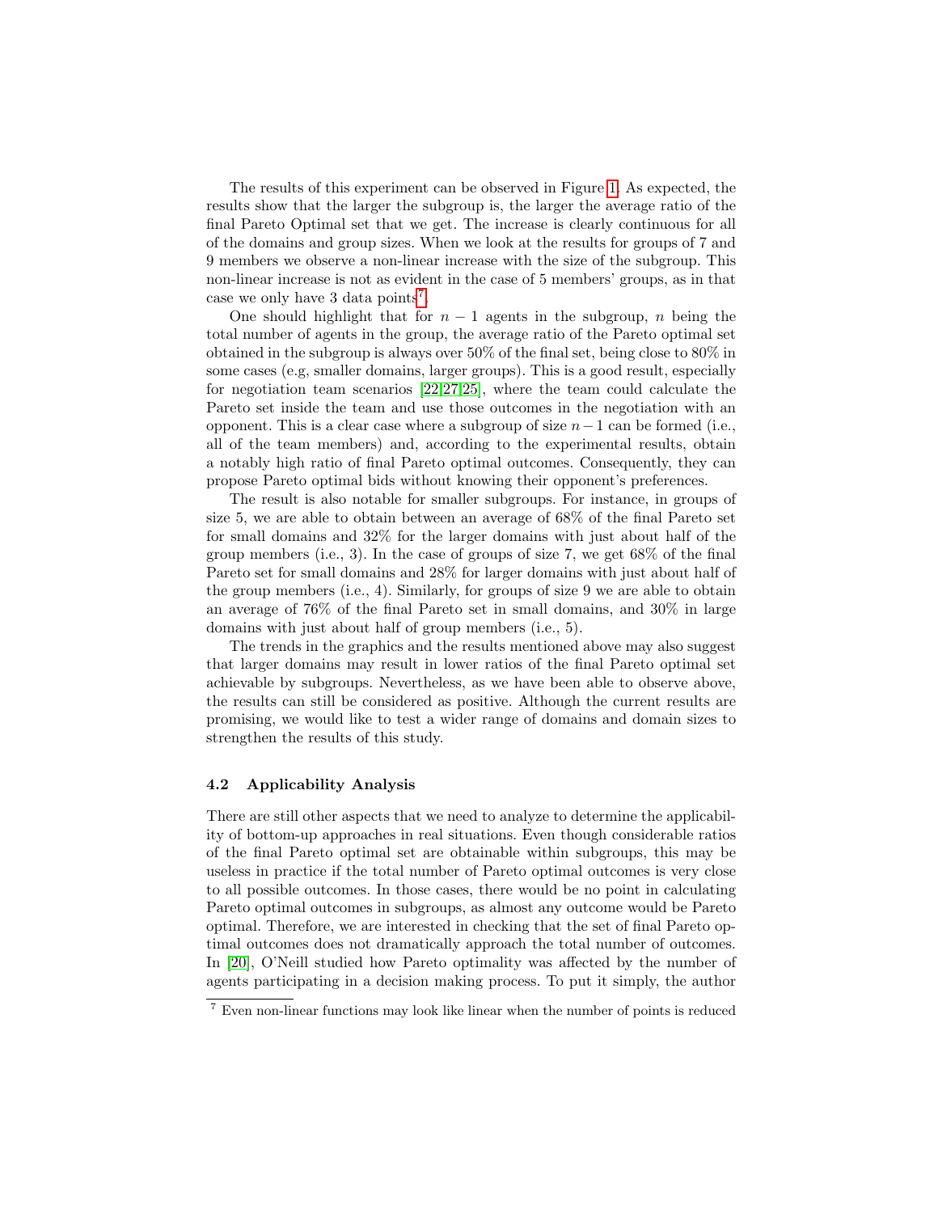The results of this experiment can be observed in Figure 1. As expected, the results show that the larger the subgroup is, the larger the average ratio of the final Pareto Optimal set that we get. The increase is clearly continuous for all of the domains and group sizes. When we look at the results for groups of 7 and 9 members we observe a non-linear increase with the size of the subgroup. This non-linear increase is not as evident in the case of 5 members' groups, as in that case we only have 3 data points[7].

One should highlight that for $n-1$ agents in the subgroup, $n$ being the total number of agents in the group, the average ratio of the Pareto optimal set obtained in the subgroup is always over 50% of the final set, being close to 80% in some cases (e.g, smaller domains, larger groups). This is a good result, especially for negotiation team scenarios [22,27,25], where the team could calculate the Pareto set inside the team and use those outcomes in the negotiation with an opponent. This is a clear case where a subgroup of size $n-1$ can be formed (i.e., all of the team members) and, according to the experimental results, obtain a notably high ratio of final Pareto optimal outcomes. Consequently, they can propose Pareto optimal bids without knowing their opponent's preferences.

The result is also notable for smaller subgroups. For instance, in groups of size 5, we are able to obtain between an average of 68% of the final Pareto set for small domains and 32% for the larger domains with just about half of the group members (i.e., 3). In the case of groups of size 7, we get 68% of the final Pareto set for small domains and 28% for larger domains with just about half of the group members (i.e., 4). Similarly, for groups of size 9 we are able to obtain an average of 76% of the final Pareto set in small domains, and 30% in large domains with just about half of group members (i.e., 5).

The trends in the graphics and the results mentioned above may also suggest that larger domains may result in lower ratios of the final Pareto optimal set achievable by subgroups. Nevertheless, as we have been able to observe above, the results can still be considered as positive. Although the current results are promising, we would like to test a wider range of domains and domain sizes to strengthen the results of this study.

### 4.2 Applicability Analysis

There are still other aspects that we need to analyze to determine the applicability of bottom-up approaches in real situations. Even though considerable ratios of the final Pareto optimal set are obtainable within subgroups, this may be useless in practice if the total number of Pareto optimal outcomes is very close to all possible outcomes. In those cases, there would be no point in calculating Pareto optimal outcomes in subgroups, as almost any outcome would be Pareto optimal. Therefore, we are interested in checking that the set of final Pareto optimal outcomes does not dramatically approach the total number of outcomes. In [20], O'Neill studied how Pareto optimality was affected by the number of agents participating in a decision making process. To put it simply, the author

[7] Even non-linear functions may look like linear when the number of points is reduced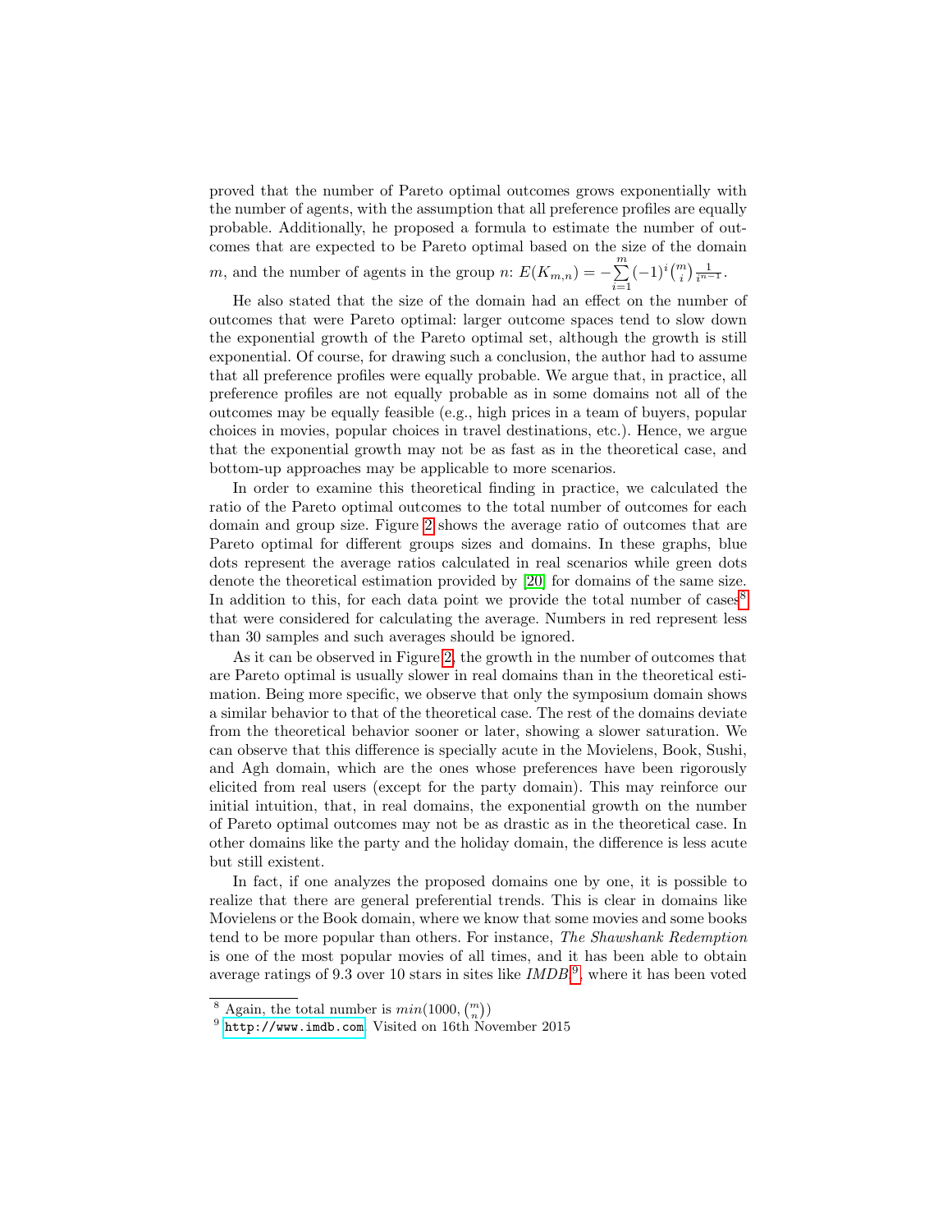proved that the number of Pareto optimal outcomes grows exponentially with the number of agents, with the assumption that all preference profiles are equally probable. Additionally, he proposed a formula to estimate the number of outcomes that are expected to be Pareto optimal based on the size of the domain $m$, and the number of agents in the group $n$: $E(K_{m,n}) = -\sum_{i=1}^{m}(-1)^i \binom{m}{i} \frac{1}{i^{n-1}}$.

He also stated that the size of the domain had an effect on the number of outcomes that were Pareto optimal: larger outcome spaces tend to slow down the exponential growth of the Pareto optimal set, although the growth is still exponential. Of course, for drawing such a conclusion, the author had to assume that all preference profiles were equally probable. We argue that, in practice, all preference profiles are not equally probable as in some domains not all of the outcomes may be equally feasible (e.g., high prices in a team of buyers, popular choices in movies, popular choices in travel destinations, etc.). Hence, we argue that the exponential growth may not be as fast as in the theoretical case, and bottom-up approaches may be applicable to more scenarios.

In order to examine this theoretical finding in practice, we calculated the ratio of the Pareto optimal outcomes to the total number of outcomes for each domain and group size. Figure 2 shows the average ratio of outcomes that are Pareto optimal for different groups sizes and domains. In these graphs, blue dots represent the average ratios calculated in real scenarios while green dots denote the theoretical estimation provided by [20] for domains of the same size. In addition to this, for each data point we provide the total number of cases[8] that were considered for calculating the average. Numbers in red represent less than 30 samples and such averages should be ignored.

As it can be observed in Figure 2, the growth in the number of outcomes that are Pareto optimal is usually slower in real domains than in the theoretical estimation. Being more specific, we observe that only the symposium domain shows a similar behavior to that of the theoretical case. The rest of the domains deviate from the theoretical behavior sooner or later, showing a slower saturation. We can observe that this difference is specially acute in the Movielens, Book, Sushi, and Agh domain, which are the ones whose preferences have been rigorously elicited from real users (except for the party domain). This may reinforce our initial intuition, that, in real domains, the exponential growth on the number of Pareto optimal outcomes may not be as drastic as in the theoretical case. In other domains like the party and the holiday domain, the difference is less acute but still existent.

In fact, if one analyzes the proposed domains one by one, it is possible to realize that there are general preferential trends. This is clear in domains like Movielens or the Book domain, where we know that some movies and some books tend to be more popular than others. For instance, *The Shawshank Redemption* is one of the most popular movies of all times, and it has been able to obtain average ratings of 9.3 over 10 stars in sites like *IMDB*[9], where it has been voted

[8] Again, the total number is $min(1000, \binom{m}{n})$

[9] http://www.imdb.com. Visited on 16th November 2015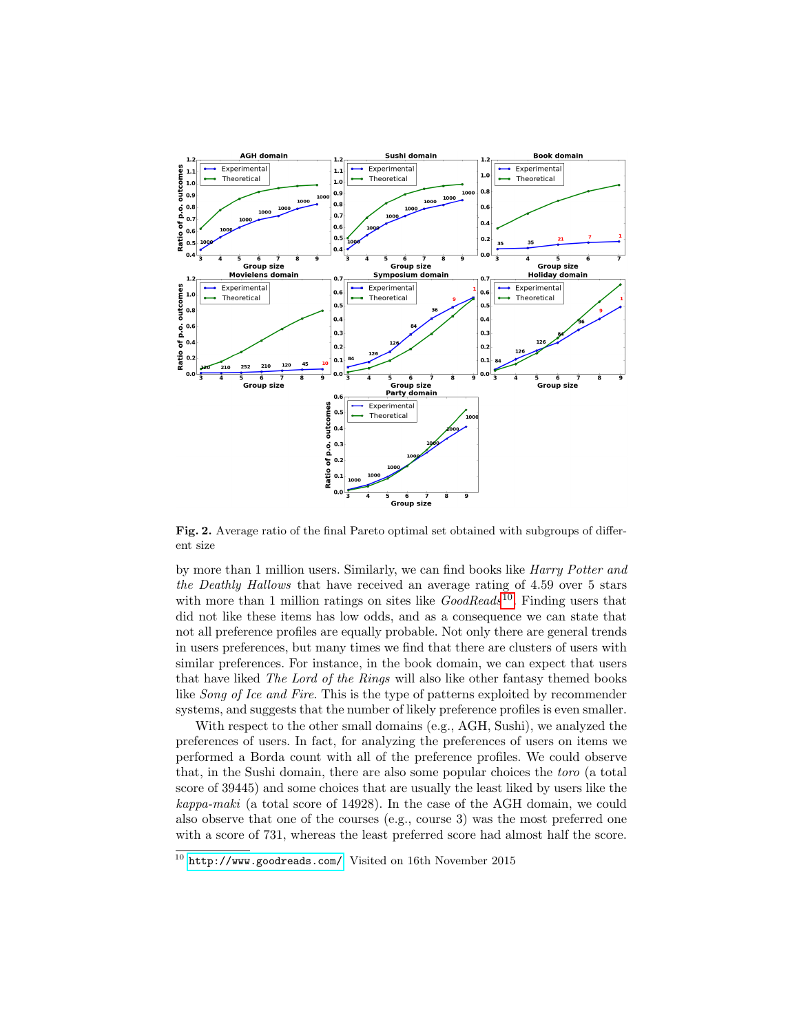AGH domain

Ratio of p.o. outcomes

Experimental
Theoretical

1000 1000 1000 1000 1000 1000 1000

Group size

Sushi domain

Experimental
Theoretical

1000 1000 1000 1000 1000 1000 1000

Group size

Book domain

Experimental
Theoretical

35 35 21 7 1

Group size

Movielens domain

Ratio of p.o. outcomes

Experimental
Theoretical

120 210 252 210 120 45 10

Group size

Symposium domain

Experimental
Theoretical

84 126 126 84 36 9 1

Group size

Holiday domain

Experimental
Theoretical

84 126 126 84 36 9 1

Group size

Party domain

Ratio of p.o. outcomes

Experimental
Theoretical

1000 1000 1000 1000 1000 1000 1000

Group size

**Fig. 2.** Average ratio of the final Pareto optimal set obtained with subgroups of different size

by more than 1 million users. Similarly, we can find books like *Harry Potter and the Deathly Hallows* that have received an average rating of 4.59 over 5 stars with more than 1 million ratings on sites like *GoodReads*[10]. Finding users that did not like these items has low odds, and as a consequence we can state that not all preference profiles are equally probable. Not only there are general trends in users preferences, but many times we find that there are clusters of users with similar preferences. For instance, in the book domain, we can expect that users that have liked *The Lord of the Rings* will also like other fantasy themed books like *Song of Ice and Fire*. This is the type of patterns exploited by recommender systems, and suggests that the number of likely preference profiles is even smaller.

With respect to the other small domains (e.g., AGH, Sushi), we analyzed the preferences of users. In fact, for analyzing the preferences of users on items we performed a Borda count with all of the preference profiles. We could observe that, in the Sushi domain, there are also some popular choices the *toro* (a total score of 39445) and some choices that are usually the least liked by users like the *kappa-maki* (a total score of 14928). In the case of the AGH domain, we could also observe that one of the courses (e.g., course 3) was the most preferred one with a score of 731, whereas the least preferred score had almost half the score.

[10] http://www.goodreads.com/ Visited on 16th November 2015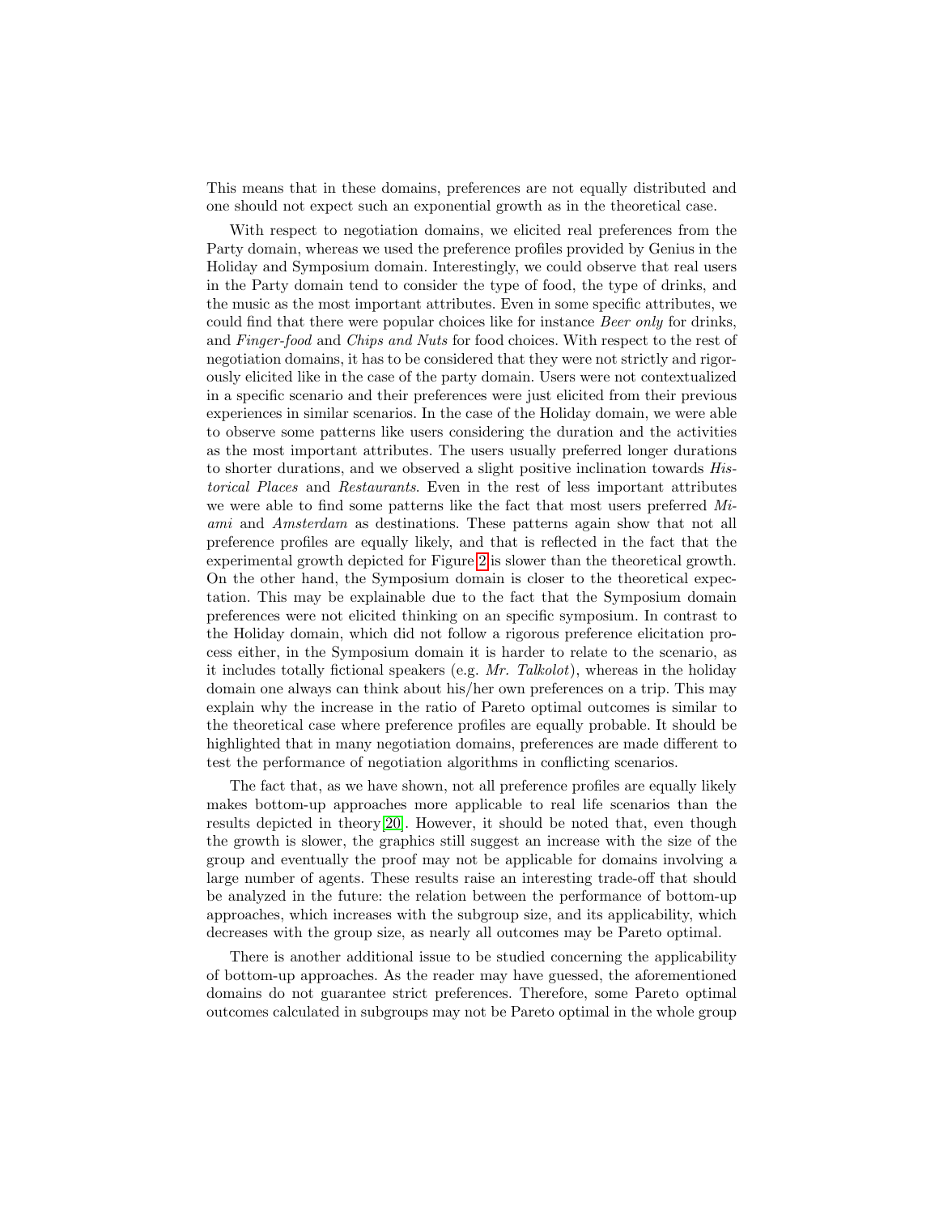This means that in these domains, preferences are not equally distributed and one should not expect such an exponential growth as in the theoretical case.

With respect to negotiation domains, we elicited real preferences from the Party domain, whereas we used the preference profiles provided by Genius in the Holiday and Symposium domain. Interestingly, we could observe that real users in the Party domain tend to consider the type of food, the type of drinks, and the music as the most important attributes. Even in some specific attributes, we could find that there were popular choices like for instance *Beer only* for drinks, and *Finger-food* and *Chips and Nuts* for food choices. With respect to the rest of negotiation domains, it has to be considered that they were not strictly and rigorously elicited like in the case of the party domain. Users were not contextualized in a specific scenario and their preferences were just elicited from their previous experiences in similar scenarios. In the case of the Holiday domain, we were able to observe some patterns like users considering the duration and the activities as the most important attributes. The users usually preferred longer durations to shorter durations, and we observed a slight positive inclination towards *Historical Places* and *Restaurants*. Even in the rest of less important attributes we were able to find some patterns like the fact that most users preferred *Miami* and *Amsterdam* as destinations. These patterns again show that not all preference profiles are equally likely, and that is reflected in the fact that the experimental growth depicted for Figure 2 is slower than the theoretical growth. On the other hand, the Symposium domain is closer to the theoretical expectation. This may be explainable due to the fact that the Symposium domain preferences were not elicited thinking on an specific symposium. In contrast to the Holiday domain, which did not follow a rigorous preference elicitation process either, in the Symposium domain it is harder to relate to the scenario, as it includes totally fictional speakers (e.g. *Mr. Talkolot*), whereas in the holiday domain one always can think about his/her own preferences on a trip. This may explain why the increase in the ratio of Pareto optimal outcomes is similar to the theoretical case where preference profiles are equally probable. It should be highlighted that in many negotiation domains, preferences are made different to test the performance of negotiation algorithms in conflicting scenarios.

The fact that, as we have shown, not all preference profiles are equally likely makes bottom-up approaches more applicable to real life scenarios than the results depicted in theory[20]. However, it should be noted that, even though the growth is slower, the graphics still suggest an increase with the size of the group and eventually the proof may not be applicable for domains involving a large number of agents. These results raise an interesting trade-off that should be analyzed in the future: the relation between the performance of bottom-up approaches, which increases with the subgroup size, and its applicability, which decreases with the group size, as nearly all outcomes may be Pareto optimal.

There is another additional issue to be studied concerning the applicability of bottom-up approaches. As the reader may have guessed, the aforementioned domains do not guarantee strict preferences. Therefore, some Pareto optimal outcomes calculated in subgroups may not be Pareto optimal in the whole group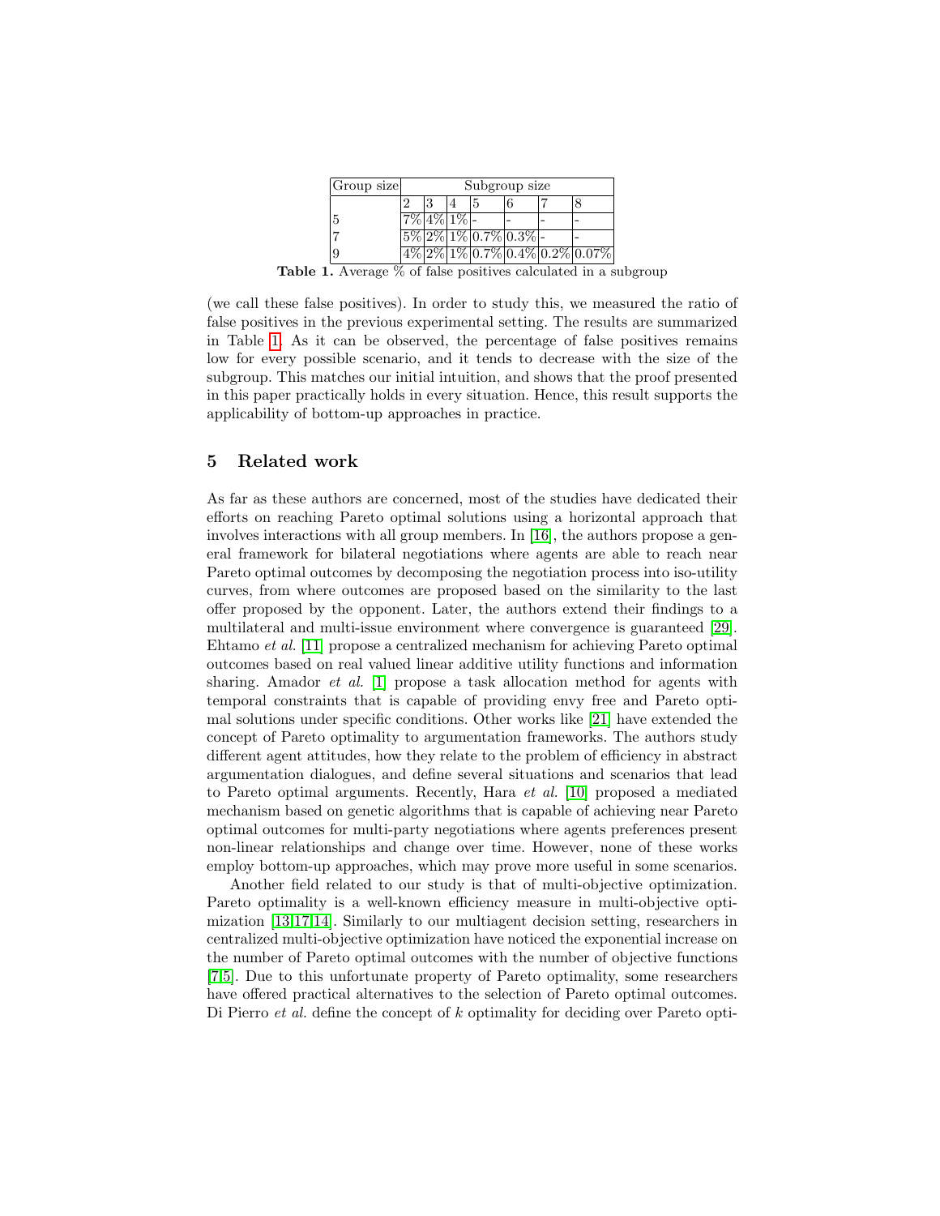| Group size | Subgroup size | | | | | | |
|---|---|---|---|---|---|---|---|
| | 2 | 3 | 4 | 5 | 6 | 7 | 8 |
| 5 | 7% | 4% | 1% | - | - | - | - |
| 7 | 5% | 2% | 1% | 0.7% | 0.3% | - | - |
| 9 | 4% | 2% | 1% | 0.7% | 0.4% | 0.2% | 0.07% |

**Table 1.** Average % of false positives calculated in a subgroup

(we call these false positives). In order to study this, we measured the ratio of false positives in the previous experimental setting. The results are summarized in Table 1. As it can be observed, the percentage of false positives remains low for every possible scenario, and it tends to decrease with the size of the subgroup. This matches our initial intuition, and shows that the proof presented in this paper practically holds in every situation. Hence, this result supports the applicability of bottom-up approaches in practice.

## 5 Related work

As far as these authors are concerned, most of the studies have dedicated their efforts on reaching Pareto optimal solutions using a horizontal approach that involves interactions with all group members. In [16], the authors propose a general framework for bilateral negotiations where agents are able to reach near Pareto optimal outcomes by decomposing the negotiation process into iso-utility curves, from where outcomes are proposed based on the similarity to the last offer proposed by the opponent. Later, the authors extend their findings to a multilateral and multi-issue environment where convergence is guaranteed [29]. Ehtamo *et al.* [11] propose a centralized mechanism for achieving Pareto optimal outcomes based on real valued linear additive utility functions and information sharing. Amador *et al.* [1] propose a task allocation method for agents with temporal constraints that is capable of providing envy free and Pareto optimal solutions under specific conditions. Other works like [21] have extended the concept of Pareto optimality to argumentation frameworks. The authors study different agent attitudes, how they relate to the problem of efficiency in abstract argumentation dialogues, and define several situations and scenarios that lead to Pareto optimal arguments. Recently, Hara *et al.* [10] proposed a mediated mechanism based on genetic algorithms that is capable of achieving near Pareto optimal outcomes for multi-party negotiations where agents preferences present non-linear relationships and change over time. However, none of these works employ bottom-up approaches, which may prove more useful in some scenarios.

Another field related to our study is that of multi-objective optimization. Pareto optimality is a well-known efficiency measure in multi-objective optimization [13,17,14]. Similarly to our multiagent decision setting, researchers in centralized multi-objective optimization have noticed the exponential increase on the number of Pareto optimal outcomes with the number of objective functions [7,5]. Due to this unfortunate property of Pareto optimality, some researchers have offered practical alternatives to the selection of Pareto optimal outcomes. Di Pierro *et al.* define the concept of $k$ optimality for deciding over Pareto opti-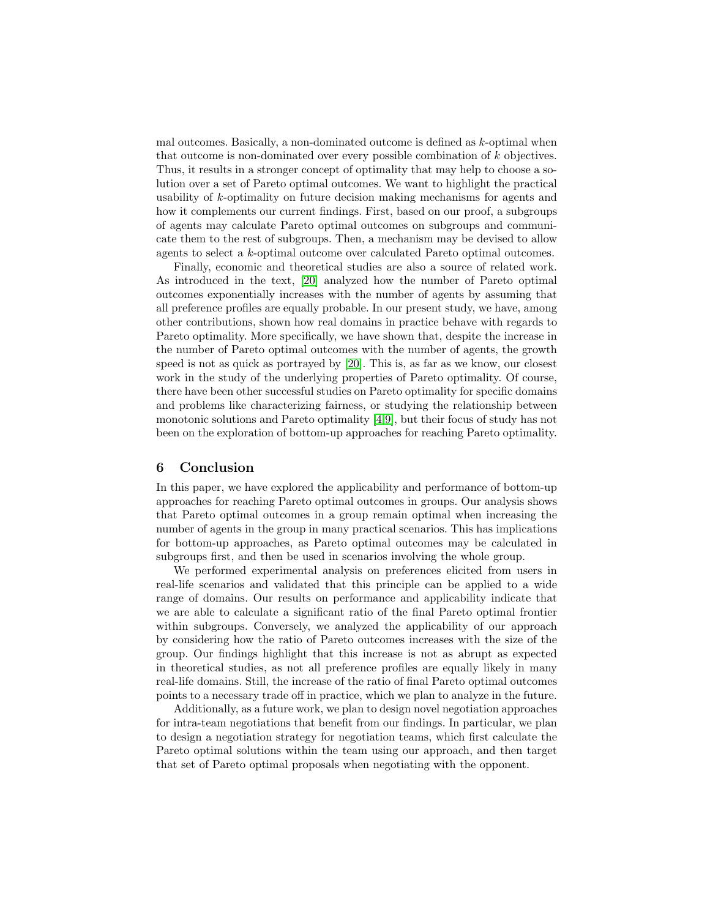mal outcomes. Basically, a non-dominated outcome is defined as $k$-optimal when that outcome is non-dominated over every possible combination of $k$ objectives. Thus, it results in a stronger concept of optimality that may help to choose a solution over a set of Pareto optimal outcomes. We want to highlight the practical usability of $k$-optimality on future decision making mechanisms for agents and how it complements our current findings. First, based on our proof, a subgroups of agents may calculate Pareto optimal outcomes on subgroups and communicate them to the rest of subgroups. Then, a mechanism may be devised to allow agents to select a $k$-optimal outcome over calculated Pareto optimal outcomes.

Finally, economic and theoretical studies are also a source of related work. As introduced in the text, [20] analyzed how the number of Pareto optimal outcomes exponentially increases with the number of agents by assuming that all preference profiles are equally probable. In our present study, we have, among other contributions, shown how real domains in practice behave with regards to Pareto optimality. More specifically, we have shown that, despite the increase in the number of Pareto optimal outcomes with the number of agents, the growth speed is not as quick as portrayed by [20]. This is, as far as we know, our closest work in the study of the underlying properties of Pareto optimality. Of course, there have been other successful studies on Pareto optimality for specific domains and problems like characterizing fairness, or studying the relationship between monotonic solutions and Pareto optimality [4,9], but their focus of study has not been on the exploration of bottom-up approaches for reaching Pareto optimality.

## 6 Conclusion

In this paper, we have explored the applicability and performance of bottom-up approaches for reaching Pareto optimal outcomes in groups. Our analysis shows that Pareto optimal outcomes in a group remain optimal when increasing the number of agents in the group in many practical scenarios. This has implications for bottom-up approaches, as Pareto optimal outcomes may be calculated in subgroups first, and then be used in scenarios involving the whole group.

We performed experimental analysis on preferences elicited from users in real-life scenarios and validated that this principle can be applied to a wide range of domains. Our results on performance and applicability indicate that we are able to calculate a significant ratio of the final Pareto optimal frontier within subgroups. Conversely, we analyzed the applicability of our approach by considering how the ratio of Pareto outcomes increases with the size of the group. Our findings highlight that this increase is not as abrupt as expected in theoretical studies, as not all preference profiles are equally likely in many real-life domains. Still, the increase of the ratio of final Pareto optimal outcomes points to a necessary trade off in practice, which we plan to analyze in the future.

Additionally, as a future work, we plan to design novel negotiation approaches for intra-team negotiations that benefit from our findings. In particular, we plan to design a negotiation strategy for negotiation teams, which first calculate the Pareto optimal solutions within the team using our approach, and then target that set of Pareto optimal proposals when negotiating with the opponent.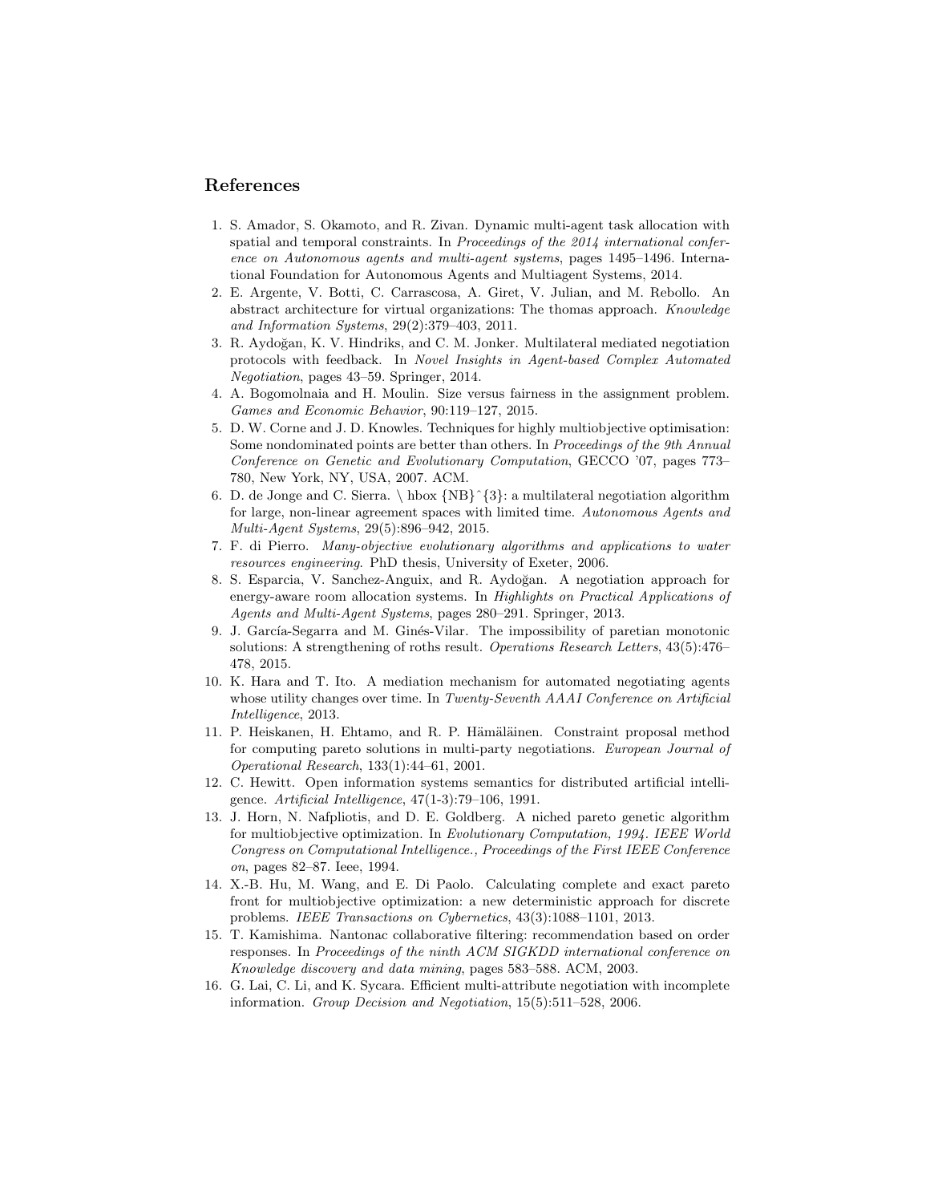## References

1. S. Amador, S. Okamoto, and R. Zivan. Dynamic multi-agent task allocation with spatial and temporal constraints. In *Proceedings of the 2014 international conference on Autonomous agents and multi-agent systems*, pages 1495–1496. International Foundation for Autonomous Agents and Multiagent Systems, 2014.
2. E. Argente, V. Botti, C. Carrascosa, A. Giret, V. Julian, and M. Rebollo. An abstract architecture for virtual organizations: The thomas approach. *Knowledge and Information Systems*, 29(2):379–403, 2011.
3. R. Aydoğan, K. V. Hindriks, and C. M. Jonker. Multilateral mediated negotiation protocols with feedback. In *Novel Insights in Agent-based Complex Automated Negotiation*, pages 43–59. Springer, 2014.
4. A. Bogomolnaia and H. Moulin. Size versus fairness in the assignment problem. *Games and Economic Behavior*, 90:119–127, 2015.
5. D. W. Corne and J. D. Knowles. Techniques for highly multiobjective optimisation: Some nondominated points are better than others. In *Proceedings of the 9th Annual Conference on Genetic and Evolutionary Computation*, GECCO '07, pages 773–780, New York, NY, USA, 2007. ACM.
6. D. de Jonge and C. Sierra. \ hbox {NB}ˆ{3}: a multilateral negotiation algorithm for large, non-linear agreement spaces with limited time. *Autonomous Agents and Multi-Agent Systems*, 29(5):896–942, 2015.
7. F. di Pierro. *Many-objective evolutionary algorithms and applications to water resources engineering*. PhD thesis, University of Exeter, 2006.
8. S. Esparcia, V. Sanchez-Anguix, and R. Aydoğan. A negotiation approach for energy-aware room allocation systems. In *Highlights on Practical Applications of Agents and Multi-Agent Systems*, pages 280–291. Springer, 2013.
9. J. García-Segarra and M. Ginés-Vilar. The impossibility of paretian monotonic solutions: A strengthening of roths result. *Operations Research Letters*, 43(5):476–478, 2015.
10. K. Hara and T. Ito. A mediation mechanism for automated negotiating agents whose utility changes over time. In *Twenty-Seventh AAAI Conference on Artificial Intelligence*, 2013.
11. P. Heiskanen, H. Ehtamo, and R. P. Hämäläinen. Constraint proposal method for computing pareto solutions in multi-party negotiations. *European Journal of Operational Research*, 133(1):44–61, 2001.
12. C. Hewitt. Open information systems semantics for distributed artificial intelligence. *Artificial Intelligence*, 47(1-3):79–106, 1991.
13. J. Horn, N. Nafpliotis, and D. E. Goldberg. A niched pareto genetic algorithm for multiobjective optimization. In *Evolutionary Computation, 1994. IEEE World Congress on Computational Intelligence., Proceedings of the First IEEE Conference on*, pages 82–87. Ieee, 1994.
14. X.-B. Hu, M. Wang, and E. Di Paolo. Calculating complete and exact pareto front for multiobjective optimization: a new deterministic approach for discrete problems. *IEEE Transactions on Cybernetics*, 43(3):1088–1101, 2013.
15. T. Kamishima. Nantonac collaborative filtering: recommendation based on order responses. In *Proceedings of the ninth ACM SIGKDD international conference on Knowledge discovery and data mining*, pages 583–588. ACM, 2003.
16. G. Lai, C. Li, and K. Sycara. Efficient multi-attribute negotiation with incomplete information. *Group Decision and Negotiation*, 15(5):511–528, 2006.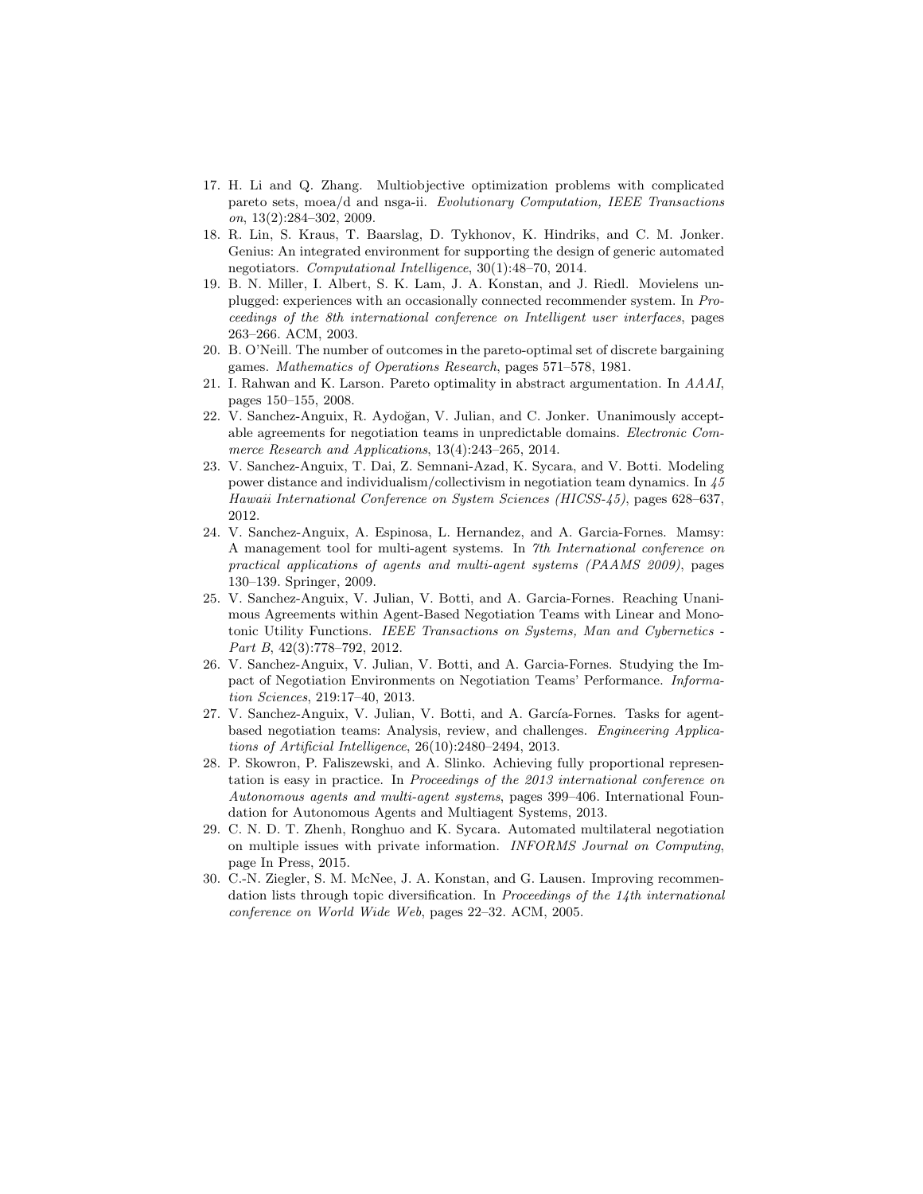17. H. Li and Q. Zhang. Multiobjective optimization problems with complicated pareto sets, moea/d and nsga-ii. *Evolutionary Computation, IEEE Transactions on*, 13(2):284–302, 2009.
18. R. Lin, S. Kraus, T. Baarslag, D. Tykhonov, K. Hindriks, and C. M. Jonker. Genius: An integrated environment for supporting the design of generic automated negotiators. *Computational Intelligence*, 30(1):48–70, 2014.
19. B. N. Miller, I. Albert, S. K. Lam, J. A. Konstan, and J. Riedl. Movielens unplugged: experiences with an occasionally connected recommender system. In *Proceedings of the 8th international conference on Intelligent user interfaces*, pages 263–266. ACM, 2003.
20. B. O'Neill. The number of outcomes in the pareto-optimal set of discrete bargaining games. *Mathematics of Operations Research*, pages 571–578, 1981.
21. I. Rahwan and K. Larson. Pareto optimality in abstract argumentation. In *AAAI*, pages 150–155, 2008.
22. V. Sanchez-Anguix, R. Aydoğan, V. Julian, and C. Jonker. Unanimously acceptable agreements for negotiation teams in unpredictable domains. *Electronic Commerce Research and Applications*, 13(4):243–265, 2014.
23. V. Sanchez-Anguix, T. Dai, Z. Semnani-Azad, K. Sycara, and V. Botti. Modeling power distance and individualism/collectivism in negotiation team dynamics. In *45 Hawaii International Conference on System Sciences (HICSS-45)*, pages 628–637, 2012.
24. V. Sanchez-Anguix, A. Espinosa, L. Hernandez, and A. Garcia-Fornes. Mamsy: A management tool for multi-agent systems. In *7th International conference on practical applications of agents and multi-agent systems (PAAMS 2009)*, pages 130–139. Springer, 2009.
25. V. Sanchez-Anguix, V. Julian, V. Botti, and A. Garcia-Fornes. Reaching Unanimous Agreements within Agent-Based Negotiation Teams with Linear and Monotonic Utility Functions. *IEEE Transactions on Systems, Man and Cybernetics - Part B*, 42(3):778–792, 2012.
26. V. Sanchez-Anguix, V. Julian, V. Botti, and A. Garcia-Fornes. Studying the Impact of Negotiation Environments on Negotiation Teams' Performance. *Information Sciences*, 219:17–40, 2013.
27. V. Sanchez-Anguix, V. Julian, V. Botti, and A. García-Fornes. Tasks for agent-based negotiation teams: Analysis, review, and challenges. *Engineering Applications of Artificial Intelligence*, 26(10):2480–2494, 2013.
28. P. Skowron, P. Faliszewski, and A. Slinko. Achieving fully proportional representation is easy in practice. In *Proceedings of the 2013 international conference on Autonomous agents and multi-agent systems*, pages 399–406. International Foundation for Autonomous Agents and Multiagent Systems, 2013.
29. C. N. D. T. Zhenh, Ronghuo and K. Sycara. Automated multilateral negotiation on multiple issues with private information. *INFORMS Journal on Computing*, page In Press, 2015.
30. C.-N. Ziegler, S. M. McNee, J. A. Konstan, and G. Lausen. Improving recommendation lists through topic diversification. In *Proceedings of the 14th international conference on World Wide Web*, pages 22–32. ACM, 2005.